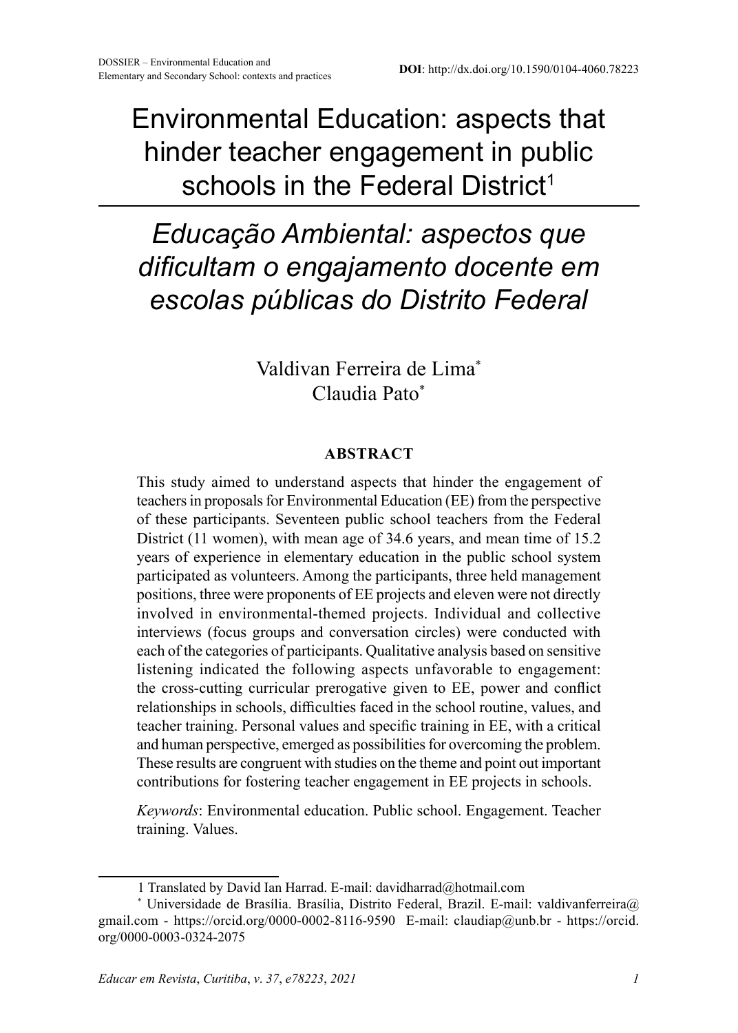DOSSIER – Environmental Education and Elementary and Secondary School: contexts and practices

**DOI**: http://dx.doi.org/10.1590/0104-4060.78223

# Environmental Education: aspects that hinder teacher engagement in public schools in the Federal District[1]

# *Educação Ambiental: aspectos que dificultam o engajamento docente em escolas públicas do Distrito Federal*

Valdivan Ferreira de Lima[*]
Claudia Pato[*]

## ABSTRACT

This study aimed to understand aspects that hinder the engagement of teachers in proposals for Environmental Education (EE) from the perspective of these participants. Seventeen public school teachers from the Federal District (11 women), with mean age of 34.6 years, and mean time of 15.2 years of experience in elementary education in the public school system participated as volunteers. Among the participants, three held management positions, three were proponents of EE projects and eleven were not directly involved in environmental-themed projects. Individual and collective interviews (focus groups and conversation circles) were conducted with each of the categories of participants. Qualitative analysis based on sensitive listening indicated the following aspects unfavorable to engagement: the cross-cutting curricular prerogative given to EE, power and conflict relationships in schools, difficulties faced in the school routine, values, and teacher training. Personal values and specific training in EE, with a critical and human perspective, emerged as possibilities for overcoming the problem. These results are congruent with studies on the theme and point out important contributions for fostering teacher engagement in EE projects in schools.

*Keywords*: Environmental education. Public school. Engagement. Teacher training. Values.

---

1 Translated by David Ian Harrad. E-mail: davidharrad@hotmail.com

[*] Universidade de Brasília. Brasília, Distrito Federal, Brazil. E-mail: valdivanferreira@gmail.com - https://orcid.org/0000-0002-8116-9590 E-mail: claudiap@unb.br - https://orcid.org/0000-0003-0324-2075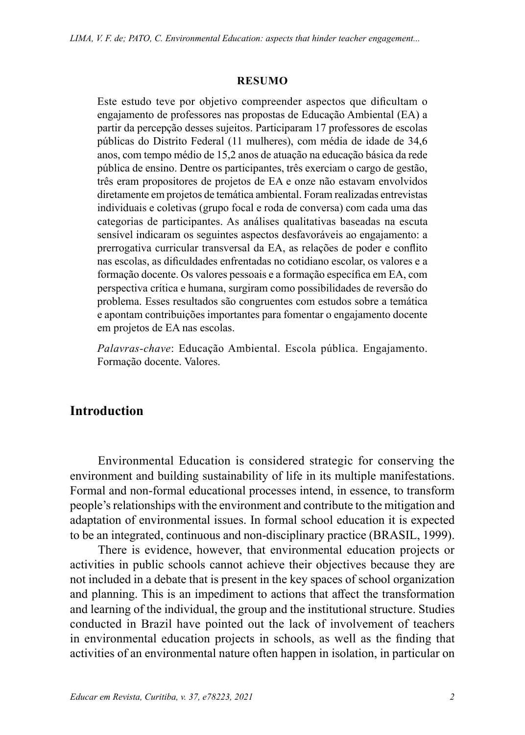**RESUMO**

Este estudo teve por objetivo compreender aspectos que dificultam o engajamento de professores nas propostas de Educação Ambiental (EA) a partir da percepção desses sujeitos. Participaram 17 professores de escolas públicas do Distrito Federal (11 mulheres), com média de idade de 34,6 anos, com tempo médio de 15,2 anos de atuação na educação básica da rede pública de ensino. Dentre os participantes, três exerciam o cargo de gestão, três eram propositores de projetos de EA e onze não estavam envolvidos diretamente em projetos de temática ambiental. Foram realizadas entrevistas individuais e coletivas (grupo focal e roda de conversa) com cada uma das categorias de participantes. As análises qualitativas baseadas na escuta sensível indicaram os seguintes aspectos desfavoráveis ao engajamento: a prerrogativa curricular transversal da EA, as relações de poder e conflito nas escolas, as dificuldades enfrentadas no cotidiano escolar, os valores e a formação docente. Os valores pessoais e a formação específica em EA, com perspectiva crítica e humana, surgiram como possibilidades de reversão do problema. Esses resultados são congruentes com estudos sobre a temática e apontam contribuições importantes para fomentar o engajamento docente em projetos de EA nas escolas.

*Palavras-chave*: Educação Ambiental. Escola pública. Engajamento. Formação docente. Valores.

## Introduction

Environmental Education is considered strategic for conserving the environment and building sustainability of life in its multiple manifestations. Formal and non-formal educational processes intend, in essence, to transform people's relationships with the environment and contribute to the mitigation and adaptation of environmental issues. In formal school education it is expected to be an integrated, continuous and non-disciplinary practice (BRASIL, 1999).

There is evidence, however, that environmental education projects or activities in public schools cannot achieve their objectives because they are not included in a debate that is present in the key spaces of school organization and planning. This is an impediment to actions that affect the transformation and learning of the individual, the group and the institutional structure. Studies conducted in Brazil have pointed out the lack of involvement of teachers in environmental education projects in schools, as well as the finding that activities of an environmental nature often happen in isolation, in particular on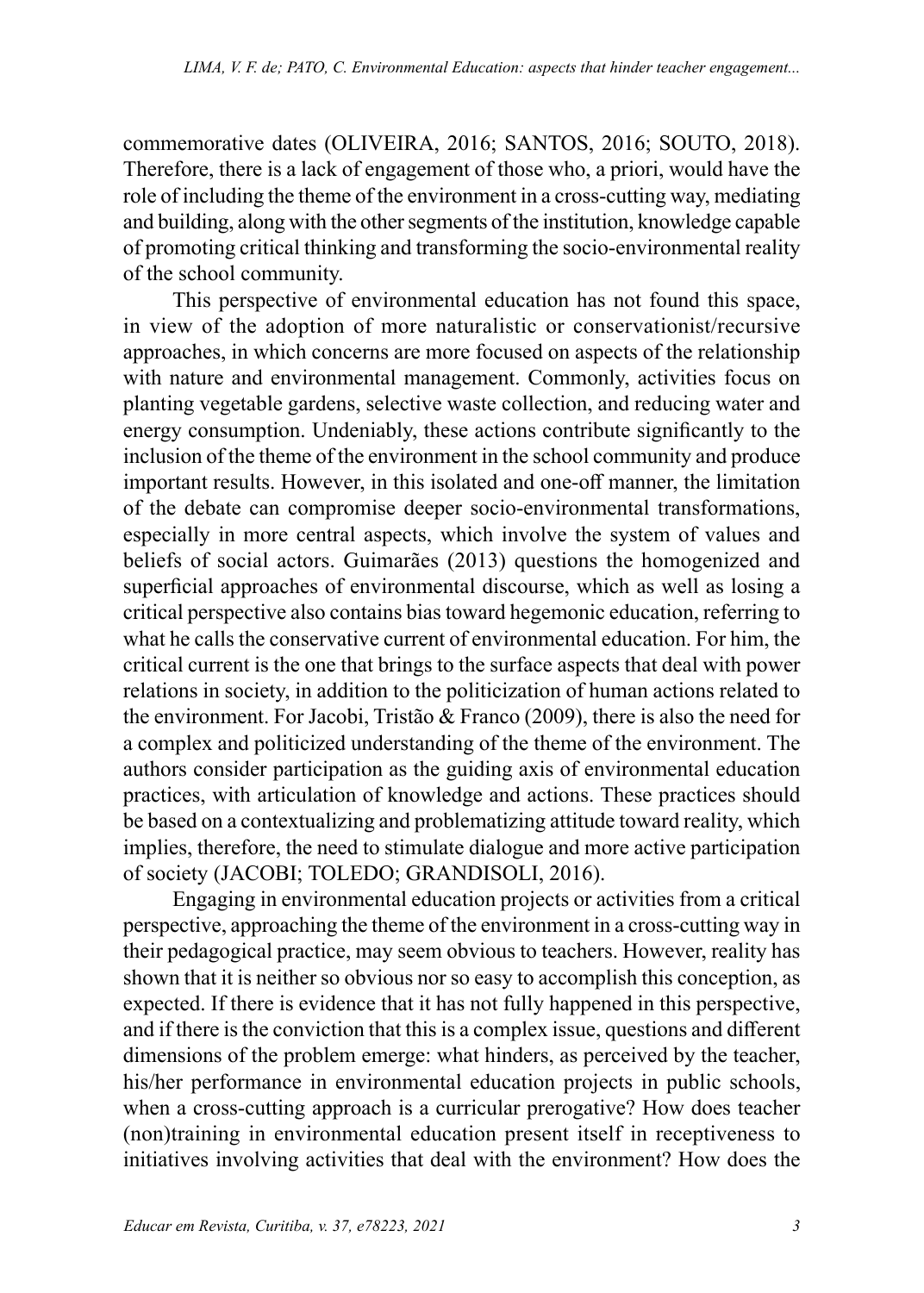commemorative dates (OLIVEIRA, 2016; SANTOS, 2016; SOUTO, 2018). Therefore, there is a lack of engagement of those who, a priori, would have the role of including the theme of the environment in a cross-cutting way, mediating and building, along with the other segments of the institution, knowledge capable of promoting critical thinking and transforming the socio-environmental reality of the school community.

This perspective of environmental education has not found this space, in view of the adoption of more naturalistic or conservationist/recursive approaches, in which concerns are more focused on aspects of the relationship with nature and environmental management. Commonly, activities focus on planting vegetable gardens, selective waste collection, and reducing water and energy consumption. Undeniably, these actions contribute significantly to the inclusion of the theme of the environment in the school community and produce important results. However, in this isolated and one-off manner, the limitation of the debate can compromise deeper socio-environmental transformations, especially in more central aspects, which involve the system of values and beliefs of social actors. Guimarães (2013) questions the homogenized and superficial approaches of environmental discourse, which as well as losing a critical perspective also contains bias toward hegemonic education, referring to what he calls the conservative current of environmental education. For him, the critical current is the one that brings to the surface aspects that deal with power relations in society, in addition to the politicization of human actions related to the environment. For Jacobi, Tristão & Franco (2009), there is also the need for a complex and politicized understanding of the theme of the environment. The authors consider participation as the guiding axis of environmental education practices, with articulation of knowledge and actions. These practices should be based on a contextualizing and problematizing attitude toward reality, which implies, therefore, the need to stimulate dialogue and more active participation of society (JACOBI; TOLEDO; GRANDISOLI, 2016).

Engaging in environmental education projects or activities from a critical perspective, approaching the theme of the environment in a cross-cutting way in their pedagogical practice, may seem obvious to teachers. However, reality has shown that it is neither so obvious nor so easy to accomplish this conception, as expected. If there is evidence that it has not fully happened in this perspective, and if there is the conviction that this is a complex issue, questions and different dimensions of the problem emerge: what hinders, as perceived by the teacher, his/her performance in environmental education projects in public schools, when a cross-cutting approach is a curricular prerogative? How does teacher (non)training in environmental education present itself in receptiveness to initiatives involving activities that deal with the environment? How does the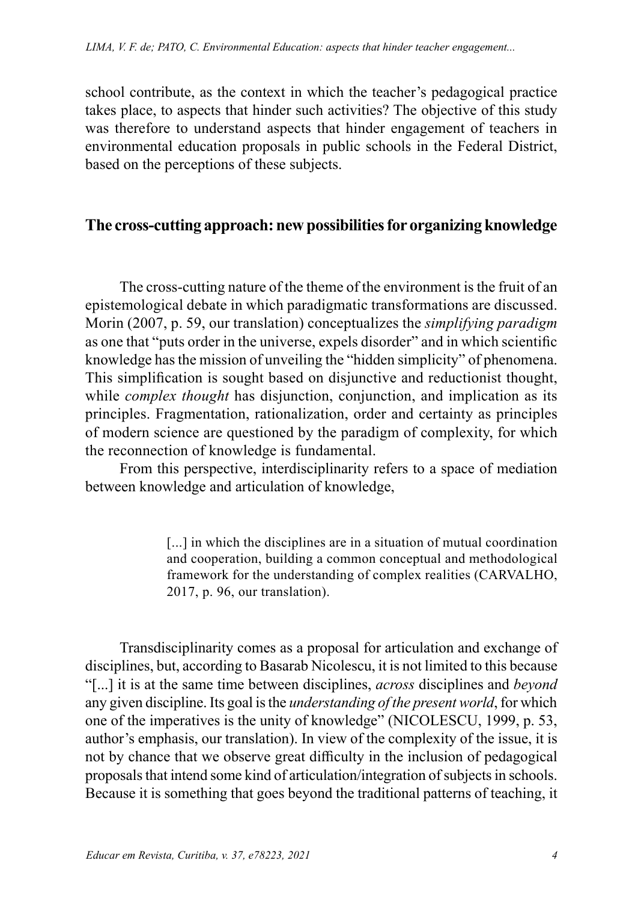school contribute, as the context in which the teacher's pedagogical practice takes place, to aspects that hinder such activities? The objective of this study was therefore to understand aspects that hinder engagement of teachers in environmental education proposals in public schools in the Federal District, based on the perceptions of these subjects.

## The cross-cutting approach: new possibilities for organizing knowledge

The cross-cutting nature of the theme of the environment is the fruit of an epistemological debate in which paradigmatic transformations are discussed. Morin (2007, p. 59, our translation) conceptualizes the *simplifying paradigm* as one that "puts order in the universe, expels disorder" and in which scientific knowledge has the mission of unveiling the "hidden simplicity" of phenomena. This simplification is sought based on disjunctive and reductionist thought, while *complex thought* has disjunction, conjunction, and implication as its principles. Fragmentation, rationalization, order and certainty as principles of modern science are questioned by the paradigm of complexity, for which the reconnection of knowledge is fundamental.

From this perspective, interdisciplinarity refers to a space of mediation between knowledge and articulation of knowledge,

> [...] in which the disciplines are in a situation of mutual coordination and cooperation, building a common conceptual and methodological framework for the understanding of complex realities (CARVALHO, 2017, p. 96, our translation).

Transdisciplinarity comes as a proposal for articulation and exchange of disciplines, but, according to Basarab Nicolescu, it is not limited to this because "[...] it is at the same time between disciplines, *across* disciplines and *beyond* any given discipline. Its goal is the *understanding of the present world*, for which one of the imperatives is the unity of knowledge" (NICOLESCU, 1999, p. 53, author's emphasis, our translation). In view of the complexity of the issue, it is not by chance that we observe great difficulty in the inclusion of pedagogical proposals that intend some kind of articulation/integration of subjects in schools. Because it is something that goes beyond the traditional patterns of teaching, it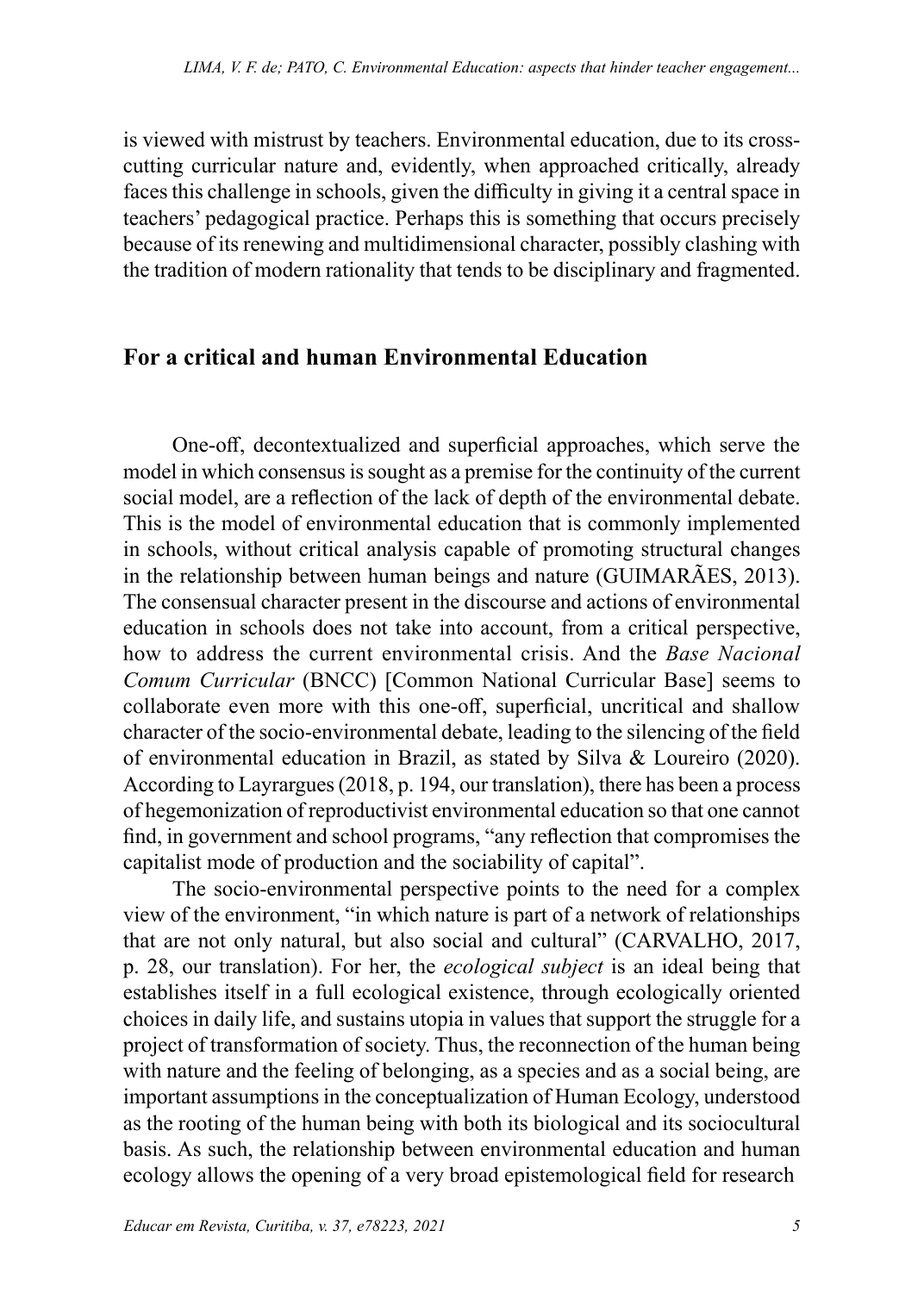is viewed with mistrust by teachers. Environmental education, due to its cross-cutting curricular nature and, evidently, when approached critically, already faces this challenge in schools, given the difficulty in giving it a central space in teachers' pedagogical practice. Perhaps this is something that occurs precisely because of its renewing and multidimensional character, possibly clashing with the tradition of modern rationality that tends to be disciplinary and fragmented.

## For a critical and human Environmental Education

One-off, decontextualized and superficial approaches, which serve the model in which consensus is sought as a premise for the continuity of the current social model, are a reflection of the lack of depth of the environmental debate. This is the model of environmental education that is commonly implemented in schools, without critical analysis capable of promoting structural changes in the relationship between human beings and nature (GUIMARÃES, 2013). The consensual character present in the discourse and actions of environmental education in schools does not take into account, from a critical perspective, how to address the current environmental crisis. And the *Base Nacional Comum Curricular* (BNCC) [Common National Curricular Base] seems to collaborate even more with this one-off, superficial, uncritical and shallow character of the socio-environmental debate, leading to the silencing of the field of environmental education in Brazil, as stated by Silva & Loureiro (2020). According to Layrargues (2018, p. 194, our translation), there has been a process of hegemonization of reproductivist environmental education so that one cannot find, in government and school programs, "any reflection that compromises the capitalist mode of production and the sociability of capital".

The socio-environmental perspective points to the need for a complex view of the environment, "in which nature is part of a network of relationships that are not only natural, but also social and cultural" (CARVALHO, 2017, p. 28, our translation). For her, the *ecological subject* is an ideal being that establishes itself in a full ecological existence, through ecologically oriented choices in daily life, and sustains utopia in values that support the struggle for a project of transformation of society. Thus, the reconnection of the human being with nature and the feeling of belonging, as a species and as a social being, are important assumptions in the conceptualization of Human Ecology, understood as the rooting of the human being with both its biological and its sociocultural basis. As such, the relationship between environmental education and human ecology allows the opening of a very broad epistemological field for research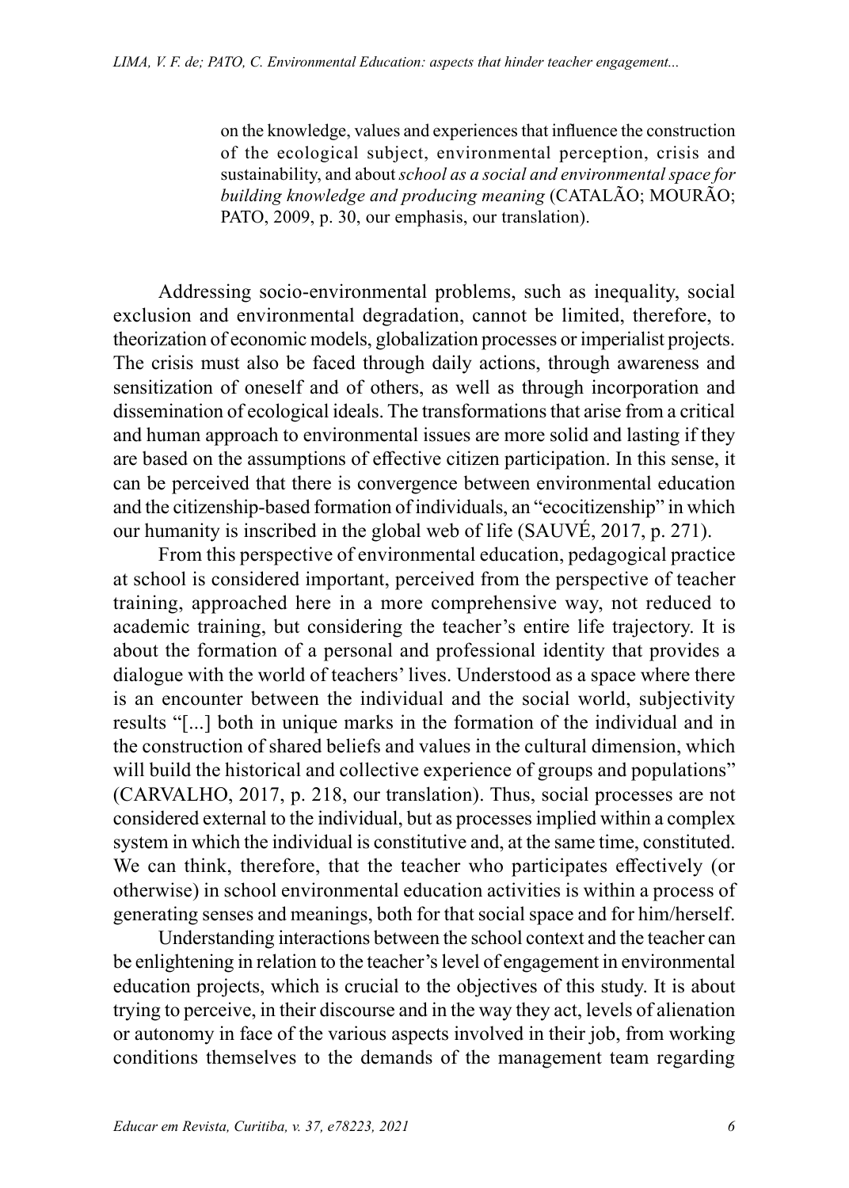> on the knowledge, values and experiences that influence the construction of the ecological subject, environmental perception, crisis and sustainability, and about *school as a social and environmental space for building knowledge and producing meaning* (CATALÃO; MOURÃO; PATO, 2009, p. 30, our emphasis, our translation).

Addressing socio-environmental problems, such as inequality, social exclusion and environmental degradation, cannot be limited, therefore, to theorization of economic models, globalization processes or imperialist projects. The crisis must also be faced through daily actions, through awareness and sensitization of oneself and of others, as well as through incorporation and dissemination of ecological ideals. The transformations that arise from a critical and human approach to environmental issues are more solid and lasting if they are based on the assumptions of effective citizen participation. In this sense, it can be perceived that there is convergence between environmental education and the citizenship-based formation of individuals, an "ecocitizenship" in which our humanity is inscribed in the global web of life (SAUVÉ, 2017, p. 271).

From this perspective of environmental education, pedagogical practice at school is considered important, perceived from the perspective of teacher training, approached here in a more comprehensive way, not reduced to academic training, but considering the teacher's entire life trajectory. It is about the formation of a personal and professional identity that provides a dialogue with the world of teachers' lives. Understood as a space where there is an encounter between the individual and the social world, subjectivity results "[...] both in unique marks in the formation of the individual and in the construction of shared beliefs and values in the cultural dimension, which will build the historical and collective experience of groups and populations" (CARVALHO, 2017, p. 218, our translation). Thus, social processes are not considered external to the individual, but as processes implied within a complex system in which the individual is constitutive and, at the same time, constituted. We can think, therefore, that the teacher who participates effectively (or otherwise) in school environmental education activities is within a process of generating senses and meanings, both for that social space and for him/herself.

Understanding interactions between the school context and the teacher can be enlightening in relation to the teacher's level of engagement in environmental education projects, which is crucial to the objectives of this study. It is about trying to perceive, in their discourse and in the way they act, levels of alienation or autonomy in face of the various aspects involved in their job, from working conditions themselves to the demands of the management team regarding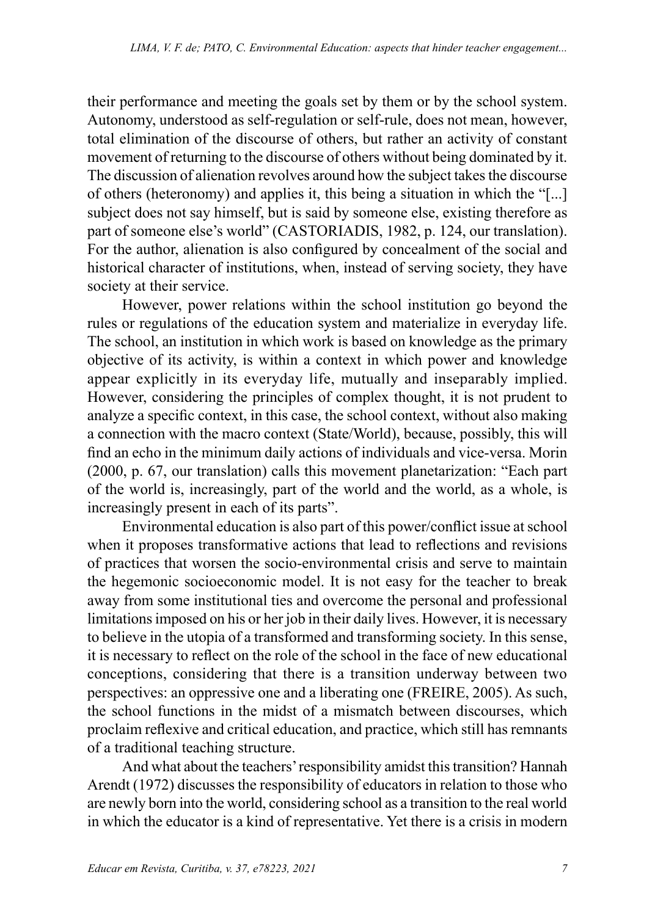their performance and meeting the goals set by them or by the school system. Autonomy, understood as self-regulation or self-rule, does not mean, however, total elimination of the discourse of others, but rather an activity of constant movement of returning to the discourse of others without being dominated by it. The discussion of alienation revolves around how the subject takes the discourse of others (heteronomy) and applies it, this being a situation in which the "[...] subject does not say himself, but is said by someone else, existing therefore as part of someone else's world" (CASTORIADIS, 1982, p. 124, our translation). For the author, alienation is also configured by concealment of the social and historical character of institutions, when, instead of serving society, they have society at their service.

However, power relations within the school institution go beyond the rules or regulations of the education system and materialize in everyday life. The school, an institution in which work is based on knowledge as the primary objective of its activity, is within a context in which power and knowledge appear explicitly in its everyday life, mutually and inseparably implied. However, considering the principles of complex thought, it is not prudent to analyze a specific context, in this case, the school context, without also making a connection with the macro context (State/World), because, possibly, this will find an echo in the minimum daily actions of individuals and vice-versa. Morin (2000, p. 67, our translation) calls this movement planetarization: "Each part of the world is, increasingly, part of the world and the world, as a whole, is increasingly present in each of its parts".

Environmental education is also part of this power/conflict issue at school when it proposes transformative actions that lead to reflections and revisions of practices that worsen the socio-environmental crisis and serve to maintain the hegemonic socioeconomic model. It is not easy for the teacher to break away from some institutional ties and overcome the personal and professional limitations imposed on his or her job in their daily lives. However, it is necessary to believe in the utopia of a transformed and transforming society. In this sense, it is necessary to reflect on the role of the school in the face of new educational conceptions, considering that there is a transition underway between two perspectives: an oppressive one and a liberating one (FREIRE, 2005). As such, the school functions in the midst of a mismatch between discourses, which proclaim reflexive and critical education, and practice, which still has remnants of a traditional teaching structure.

And what about the teachers' responsibility amidst this transition? Hannah Arendt (1972) discusses the responsibility of educators in relation to those who are newly born into the world, considering school as a transition to the real world in which the educator is a kind of representative. Yet there is a crisis in modern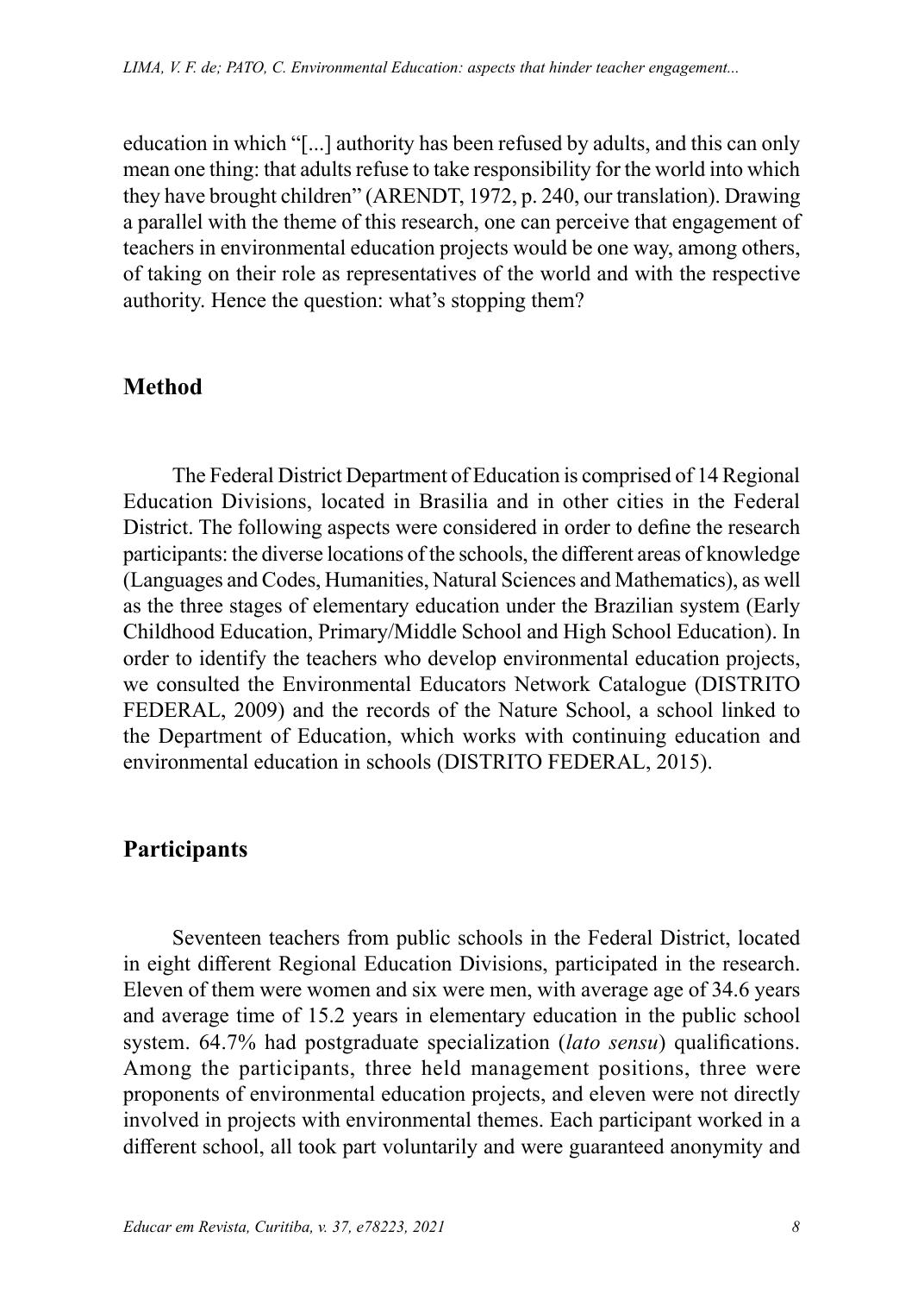education in which "[...] authority has been refused by adults, and this can only mean one thing: that adults refuse to take responsibility for the world into which they have brought children" (ARENDT, 1972, p. 240, our translation). Drawing a parallel with the theme of this research, one can perceive that engagement of teachers in environmental education projects would be one way, among others, of taking on their role as representatives of the world and with the respective authority. Hence the question: what's stopping them?

## Method

The Federal District Department of Education is comprised of 14 Regional Education Divisions, located in Brasilia and in other cities in the Federal District. The following aspects were considered in order to define the research participants: the diverse locations of the schools, the different areas of knowledge (Languages and Codes, Humanities, Natural Sciences and Mathematics), as well as the three stages of elementary education under the Brazilian system (Early Childhood Education, Primary/Middle School and High School Education). In order to identify the teachers who develop environmental education projects, we consulted the Environmental Educators Network Catalogue (DISTRITO FEDERAL, 2009) and the records of the Nature School, a school linked to the Department of Education, which works with continuing education and environmental education in schools (DISTRITO FEDERAL, 2015).

## Participants

Seventeen teachers from public schools in the Federal District, located in eight different Regional Education Divisions, participated in the research. Eleven of them were women and six were men, with average age of 34.6 years and average time of 15.2 years in elementary education in the public school system. 64.7% had postgraduate specialization (*lato sensu*) qualifications. Among the participants, three held management positions, three were proponents of environmental education projects, and eleven were not directly involved in projects with environmental themes. Each participant worked in a different school, all took part voluntarily and were guaranteed anonymity and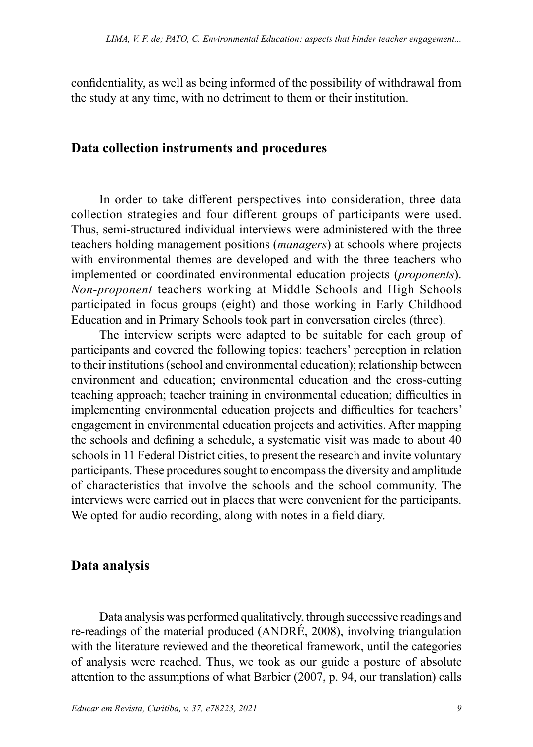confidentiality, as well as being informed of the possibility of withdrawal from the study at any time, with no detriment to them or their institution.

## Data collection instruments and procedures

In order to take different perspectives into consideration, three data collection strategies and four different groups of participants were used. Thus, semi-structured individual interviews were administered with the three teachers holding management positions (*managers*) at schools where projects with environmental themes are developed and with the three teachers who implemented or coordinated environmental education projects (*proponents*). *Non-proponent* teachers working at Middle Schools and High Schools participated in focus groups (eight) and those working in Early Childhood Education and in Primary Schools took part in conversation circles (three).

The interview scripts were adapted to be suitable for each group of participants and covered the following topics: teachers' perception in relation to their institutions (school and environmental education); relationship between environment and education; environmental education and the cross-cutting teaching approach; teacher training in environmental education; difficulties in implementing environmental education projects and difficulties for teachers' engagement in environmental education projects and activities. After mapping the schools and defining a schedule, a systematic visit was made to about 40 schools in 11 Federal District cities, to present the research and invite voluntary participants. These procedures sought to encompass the diversity and amplitude of characteristics that involve the schools and the school community. The interviews were carried out in places that were convenient for the participants. We opted for audio recording, along with notes in a field diary.

## Data analysis

Data analysis was performed qualitatively, through successive readings and re-readings of the material produced (ANDRÉ, 2008), involving triangulation with the literature reviewed and the theoretical framework, until the categories of analysis were reached. Thus, we took as our guide a posture of absolute attention to the assumptions of what Barbier (2007, p. 94, our translation) calls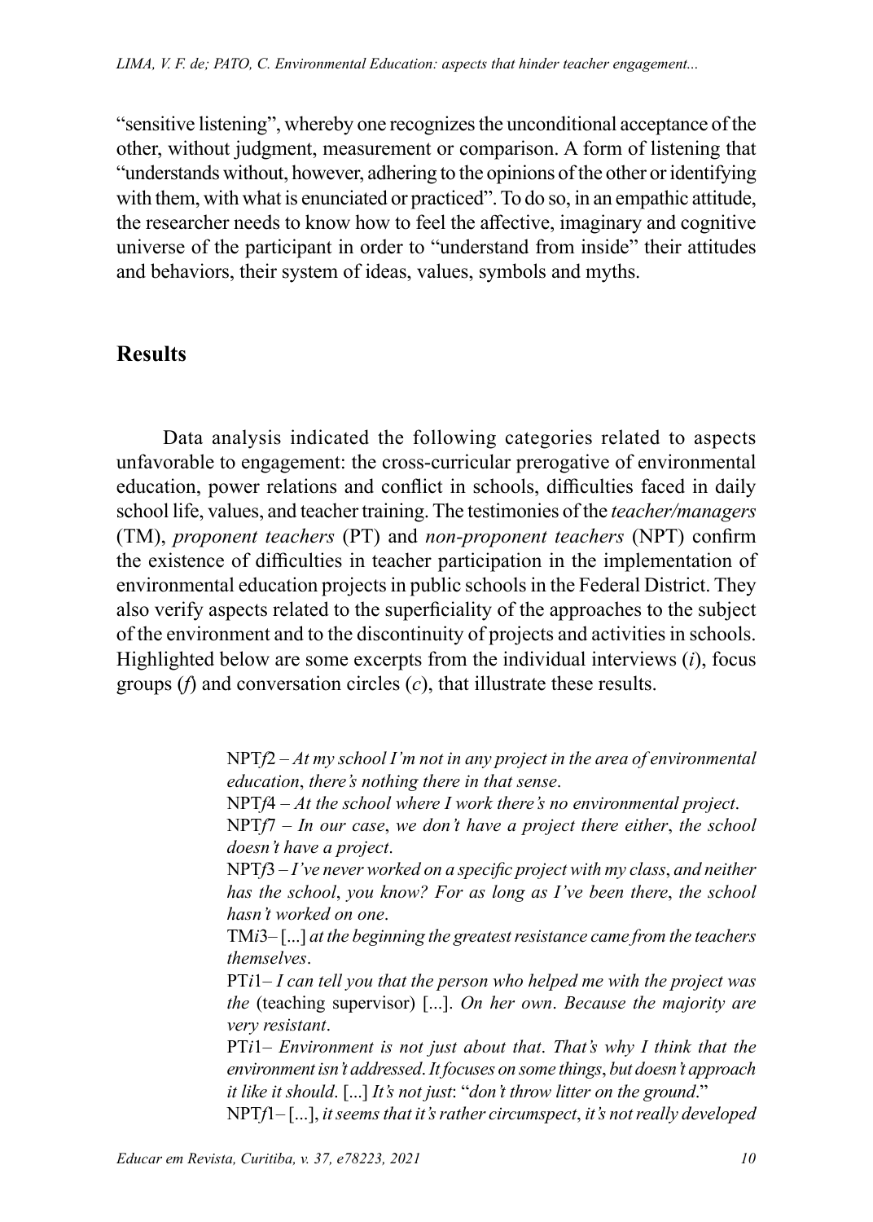"sensitive listening", whereby one recognizes the unconditional acceptance of the other, without judgment, measurement or comparison. A form of listening that "understands without, however, adhering to the opinions of the other or identifying with them, with what is enunciated or practiced". To do so, in an empathic attitude, the researcher needs to know how to feel the affective, imaginary and cognitive universe of the participant in order to "understand from inside" their attitudes and behaviors, their system of ideas, values, symbols and myths.

## Results

Data analysis indicated the following categories related to aspects unfavorable to engagement: the cross-curricular prerogative of environmental education, power relations and conflict in schools, difficulties faced in daily school life, values, and teacher training. The testimonies of the *teacher/managers* (TM), *proponent teachers* (PT) and *non-proponent teachers* (NPT) confirm the existence of difficulties in teacher participation in the implementation of environmental education projects in public schools in the Federal District. They also verify aspects related to the superficiality of the approaches to the subject of the environment and to the discontinuity of projects and activities in schools. Highlighted below are some excerpts from the individual interviews (*i*), focus groups (*f*) and conversation circles (*c*), that illustrate these results.

> NPT*f*2 – *At my school I'm not in any project in the area of environmental education, there's nothing there in that sense.*
>
> NPT*f*4 – *At the school where I work there's no environmental project.*
>
> NPT*f*7 – *In our case, we don't have a project there either, the school doesn't have a project.*
>
> NPT*f*3 – *I've never worked on a specific project with my class, and neither has the school, you know? For as long as I've been there, the school hasn't worked on one.*
>
> TM*i*3– [...] *at the beginning the greatest resistance came from the teachers themselves.*
>
> PT*i*1– *I can tell you that the person who helped me with the project was the* (teaching supervisor) [...]. *On her own. Because the majority are very resistant.*
>
> PT*i*1– *Environment is not just about that. That's why I think that the environment isn't addressed. It focuses on some things, but doesn't approach it like it should.* [...] *It's not just*: "*don't throw litter on the ground.*"
>
> NPT*f*1– [...], *it seems that it's rather circumspect, it's not really developed*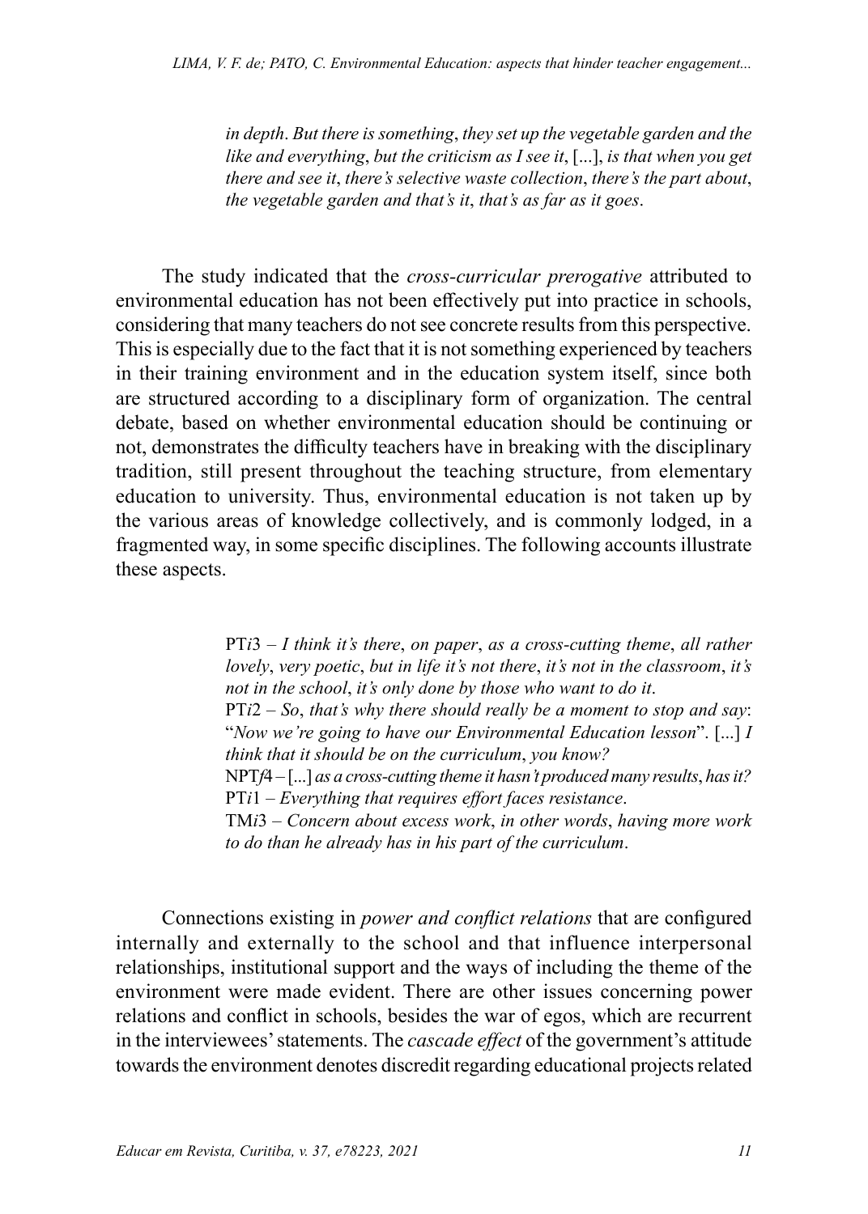*in depth*. *But there is something*, *they set up the vegetable garden and the like and everything*, *but the criticism as I see it*, [...], *is that when you get there and see it*, *there's selective waste collection*, *there's the part about*, *the vegetable garden and that's it*, *that's as far as it goes*.

The study indicated that the *cross-curricular prerogative* attributed to environmental education has not been effectively put into practice in schools, considering that many teachers do not see concrete results from this perspective. This is especially due to the fact that it is not something experienced by teachers in their training environment and in the education system itself, since both are structured according to a disciplinary form of organization. The central debate, based on whether environmental education should be continuing or not, demonstrates the difficulty teachers have in breaking with the disciplinary tradition, still present throughout the teaching structure, from elementary education to university. Thus, environmental education is not taken up by the various areas of knowledge collectively, and is commonly lodged, in a fragmented way, in some specific disciplines. The following accounts illustrate these aspects.

> PT*i*3 – *I think it's there*, *on paper*, *as a cross-cutting theme*, *all rather lovely*, *very poetic*, *but in life it's not there*, *it's not in the classroom*, *it's not in the school*, *it's only done by those who want to do it*.
>
> PT*i*2 – *So*, *that's why there should really be a moment to stop and say*: "*Now we're going to have our Environmental Education lesson*". [...] *I think that it should be on the curriculum*, *you know?*
>
> NPT*f*4 – [...] *as a cross-cutting theme it hasn't produced many results*, *has it?*
>
> PT*i*1 – *Everything that requires effort faces resistance*.
>
> TM*i*3 – *Concern about excess work*, *in other words*, *having more work to do than he already has in his part of the curriculum*.

Connections existing in *power and conflict relations* that are configured internally and externally to the school and that influence interpersonal relationships, institutional support and the ways of including the theme of the environment were made evident. There are other issues concerning power relations and conflict in schools, besides the war of egos, which are recurrent in the interviewees' statements. The *cascade effect* of the government's attitude towards the environment denotes discredit regarding educational projects related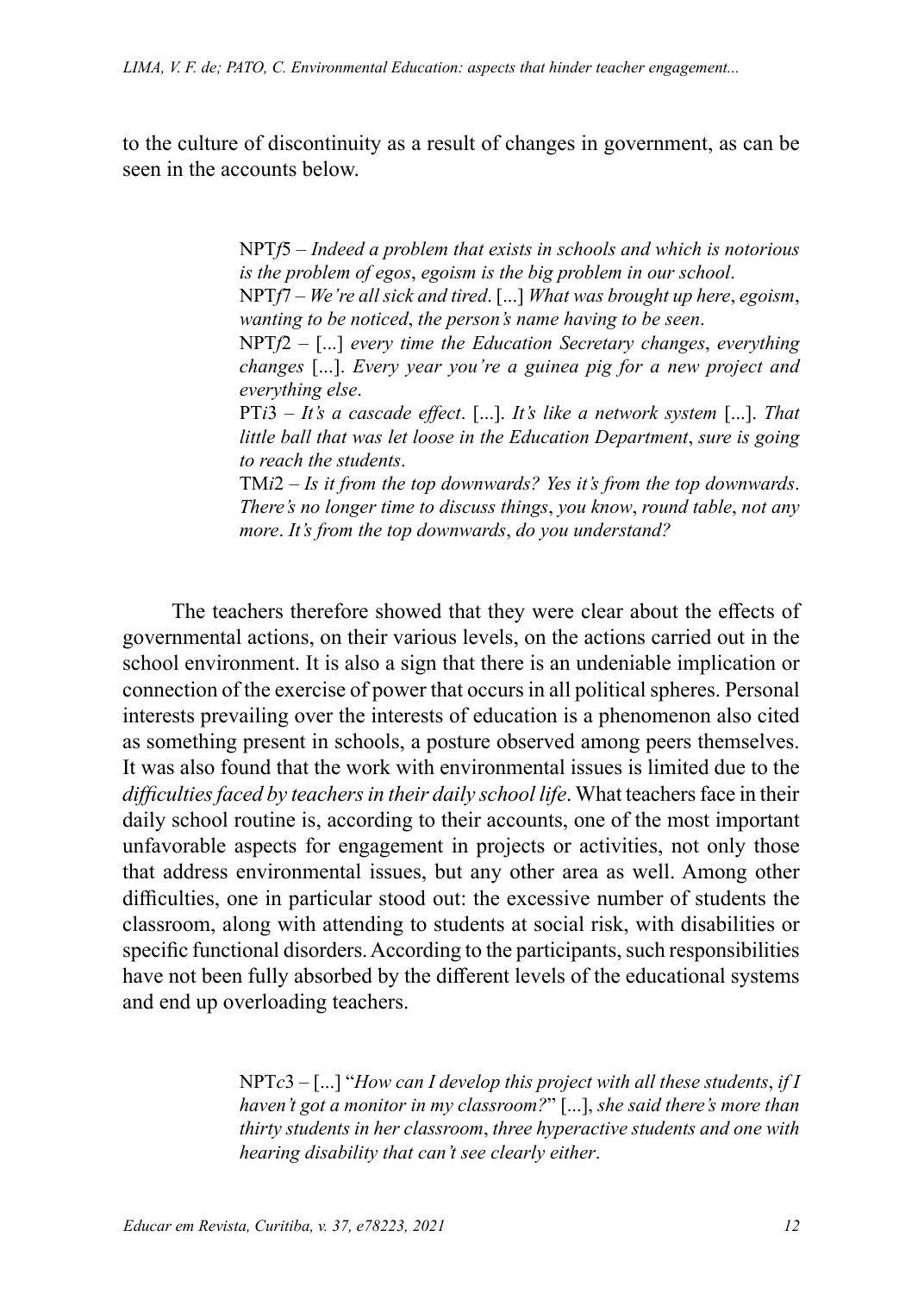to the culture of discontinuity as a result of changes in government, as can be seen in the accounts below.

> NPT*f*5 – *Indeed a problem that exists in schools and which is notorious is the problem of egos*, *egoism is the big problem in our school*.
> NPT*f*7 – *We're all sick and tired*. [...] *What was brought up here*, *egoism*, *wanting to be noticed*, *the person's name having to be seen*.
> NPT*f*2 – [...] *every time the Education Secretary changes*, *everything changes* [...]. *Every year you're a guinea pig for a new project and everything else*.
> PT*i*3 – *It's a cascade effect*. [...]. *It's like a network system* [...]. *That little ball that was let loose in the Education Department*, *sure is going to reach the students*.
> TM*i*2 – *Is it from the top downwards? Yes it's from the top downwards*. *There's no longer time to discuss things*, *you know*, *round table*, *not any more*. *It's from the top downwards*, *do you understand?*

The teachers therefore showed that they were clear about the effects of governmental actions, on their various levels, on the actions carried out in the school environment. It is also a sign that there is an undeniable implication or connection of the exercise of power that occurs in all political spheres. Personal interests prevailing over the interests of education is a phenomenon also cited as something present in schools, a posture observed among peers themselves. It was also found that the work with environmental issues is limited due to the *difficulties faced by teachers in their daily school life*. What teachers face in their daily school routine is, according to their accounts, one of the most important unfavorable aspects for engagement in projects or activities, not only those that address environmental issues, but any other area as well. Among other difficulties, one in particular stood out: the excessive number of students the classroom, along with attending to students at social risk, with disabilities or specific functional disorders. According to the participants, such responsibilities have not been fully absorbed by the different levels of the educational systems and end up overloading teachers.

> NPT*c*3 – [...] "*How can I develop this project with all these students*, *if I haven't got a monitor in my classroom?*" [...], *she said there's more than thirty students in her classroom*, *three hyperactive students and one with hearing disability that can't see clearly either*.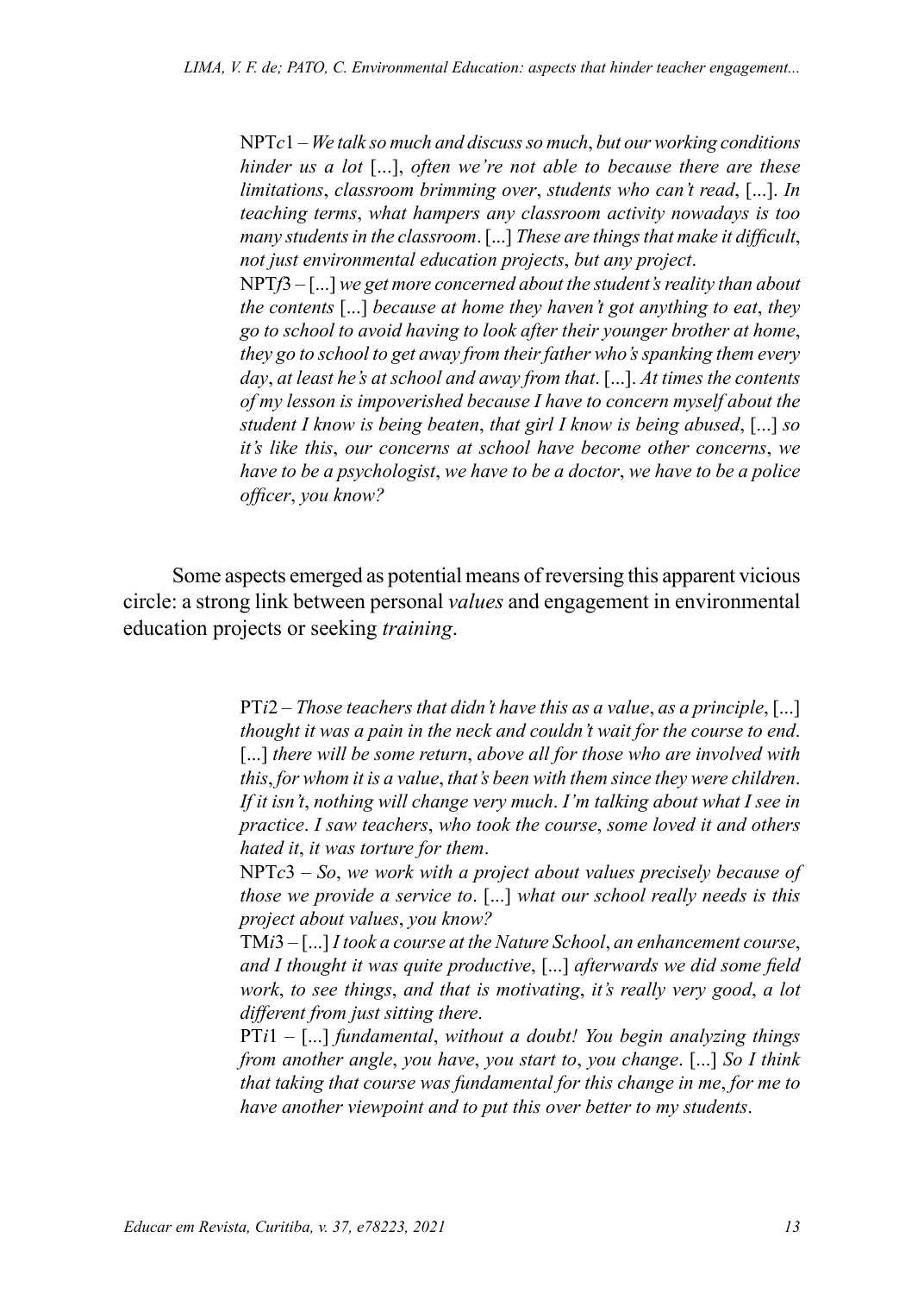NPT*c*1 – *We talk so much and discuss so much*, *but our working conditions hinder us a lot* [...], *often we're not able to because there are these limitations*, *classroom brimming over*, *students who can't read*, [...]. *In teaching terms*, *what hampers any classroom activity nowadays is too many students in the classroom*. [...] *These are things that make it difficult*, *not just environmental education projects*, *but any project*.

NPT*f*3 – [...] *we get more concerned about the student's reality than about the contents* [...] *because at home they haven't got anything to eat*, *they go to school to avoid having to look after their younger brother at home*, *they go to school to get away from their father who's spanking them every day*, *at least he's at school and away from that*. [...]. *At times the contents of my lesson is impoverished because I have to concern myself about the student I know is being beaten*, *that girl I know is being abused*, [...] *so it's like this*, *our concerns at school have become other concerns*, *we have to be a psychologist*, *we have to be a doctor*, *we have to be a police officer*, *you know?*

Some aspects emerged as potential means of reversing this apparent vicious circle: a strong link between personal *values* and engagement in environmental education projects or seeking *training*.

PT*i*2 – *Those teachers that didn't have this as a value*, *as a principle*, [...] *thought it was a pain in the neck and couldn't wait for the course to end*. [...] *there will be some return*, *above all for those who are involved with this*, *for whom it is a value*, *that's been with them since they were children*. *If it isn't*, *nothing will change very much*. *I'm talking about what I see in practice*. *I saw teachers*, *who took the course*, *some loved it and others hated it*, *it was torture for them*.

NPT*c*3 – *So*, *we work with a project about values precisely because of those we provide a service to*. [...] *what our school really needs is this project about values*, *you know?*

TM*i*3 – [...] *I took a course at the Nature School*, *an enhancement course*, *and I thought it was quite productive*, [...] *afterwards we did some field work*, *to see things*, *and that is motivating*, *it's really very good*, *a lot different from just sitting there*.

PT*i*1 – [...] *fundamental*, *without a doubt! You begin analyzing things from another angle*, *you have*, *you start to*, *you change*. [...] *So I think that taking that course was fundamental for this change in me*, *for me to have another viewpoint and to put this over better to my students*.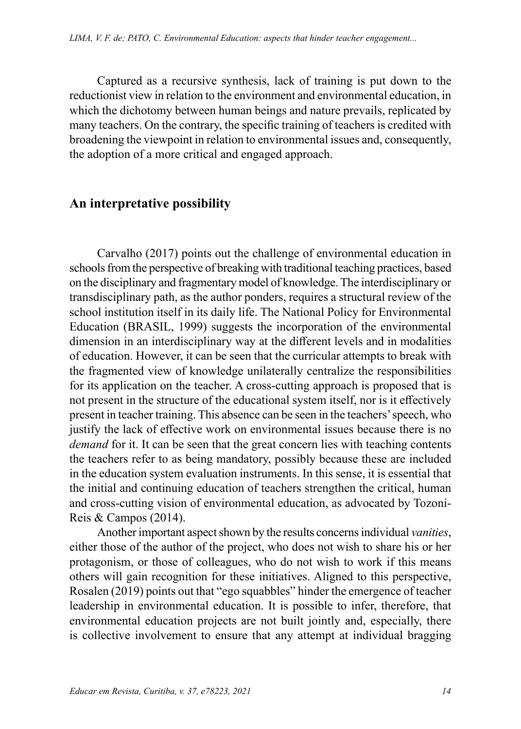Captured as a recursive synthesis, lack of training is put down to the reductionist view in relation to the environment and environmental education, in which the dichotomy between human beings and nature prevails, replicated by many teachers. On the contrary, the specific training of teachers is credited with broadening the viewpoint in relation to environmental issues and, consequently, the adoption of a more critical and engaged approach.

## An interpretative possibility

Carvalho (2017) points out the challenge of environmental education in schools from the perspective of breaking with traditional teaching practices, based on the disciplinary and fragmentary model of knowledge. The interdisciplinary or transdisciplinary path, as the author ponders, requires a structural review of the school institution itself in its daily life. The National Policy for Environmental Education (BRASIL, 1999) suggests the incorporation of the environmental dimension in an interdisciplinary way at the different levels and in modalities of education. However, it can be seen that the curricular attempts to break with the fragmented view of knowledge unilaterally centralize the responsibilities for its application on the teacher. A cross-cutting approach is proposed that is not present in the structure of the educational system itself, nor is it effectively present in teacher training. This absence can be seen in the teachers' speech, who justify the lack of effective work on environmental issues because there is no *demand* for it. It can be seen that the great concern lies with teaching contents the teachers refer to as being mandatory, possibly because these are included in the education system evaluation instruments. In this sense, it is essential that the initial and continuing education of teachers strengthen the critical, human and cross-cutting vision of environmental education, as advocated by Tozoni-Reis & Campos (2014).

Another important aspect shown by the results concerns individual *vanities*, either those of the author of the project, who does not wish to share his or her protagonism, or those of colleagues, who do not wish to work if this means others will gain recognition for these initiatives. Aligned to this perspective, Rosalen (2019) points out that "ego squabbles" hinder the emergence of teacher leadership in environmental education. It is possible to infer, therefore, that environmental education projects are not built jointly and, especially, there is collective involvement to ensure that any attempt at individual bragging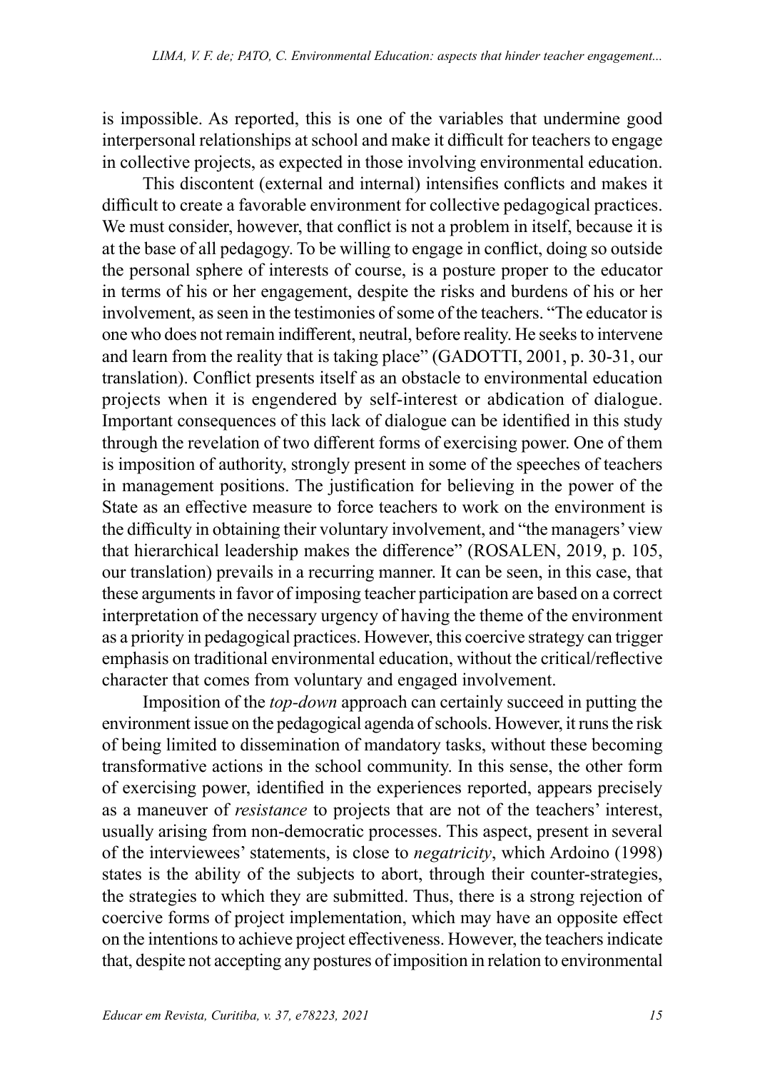is impossible. As reported, this is one of the variables that undermine good interpersonal relationships at school and make it difficult for teachers to engage in collective projects, as expected in those involving environmental education.

This discontent (external and internal) intensifies conflicts and makes it difficult to create a favorable environment for collective pedagogical practices. We must consider, however, that conflict is not a problem in itself, because it is at the base of all pedagogy. To be willing to engage in conflict, doing so outside the personal sphere of interests of course, is a posture proper to the educator in terms of his or her engagement, despite the risks and burdens of his or her involvement, as seen in the testimonies of some of the teachers. "The educator is one who does not remain indifferent, neutral, before reality. He seeks to intervene and learn from the reality that is taking place" (GADOTTI, 2001, p. 30-31, our translation). Conflict presents itself as an obstacle to environmental education projects when it is engendered by self-interest or abdication of dialogue. Important consequences of this lack of dialogue can be identified in this study through the revelation of two different forms of exercising power. One of them is imposition of authority, strongly present in some of the speeches of teachers in management positions. The justification for believing in the power of the State as an effective measure to force teachers to work on the environment is the difficulty in obtaining their voluntary involvement, and "the managers' view that hierarchical leadership makes the difference" (ROSALEN, 2019, p. 105, our translation) prevails in a recurring manner. It can be seen, in this case, that these arguments in favor of imposing teacher participation are based on a correct interpretation of the necessary urgency of having the theme of the environment as a priority in pedagogical practices. However, this coercive strategy can trigger emphasis on traditional environmental education, without the critical/reflective character that comes from voluntary and engaged involvement.

Imposition of the *top-down* approach can certainly succeed in putting the environment issue on the pedagogical agenda of schools. However, it runs the risk of being limited to dissemination of mandatory tasks, without these becoming transformative actions in the school community. In this sense, the other form of exercising power, identified in the experiences reported, appears precisely as a maneuver of *resistance* to projects that are not of the teachers' interest, usually arising from non-democratic processes. This aspect, present in several of the interviewees' statements, is close to *negatricity*, which Ardoino (1998) states is the ability of the subjects to abort, through their counter-strategies, the strategies to which they are submitted. Thus, there is a strong rejection of coercive forms of project implementation, which may have an opposite effect on the intentions to achieve project effectiveness. However, the teachers indicate that, despite not accepting any postures of imposition in relation to environmental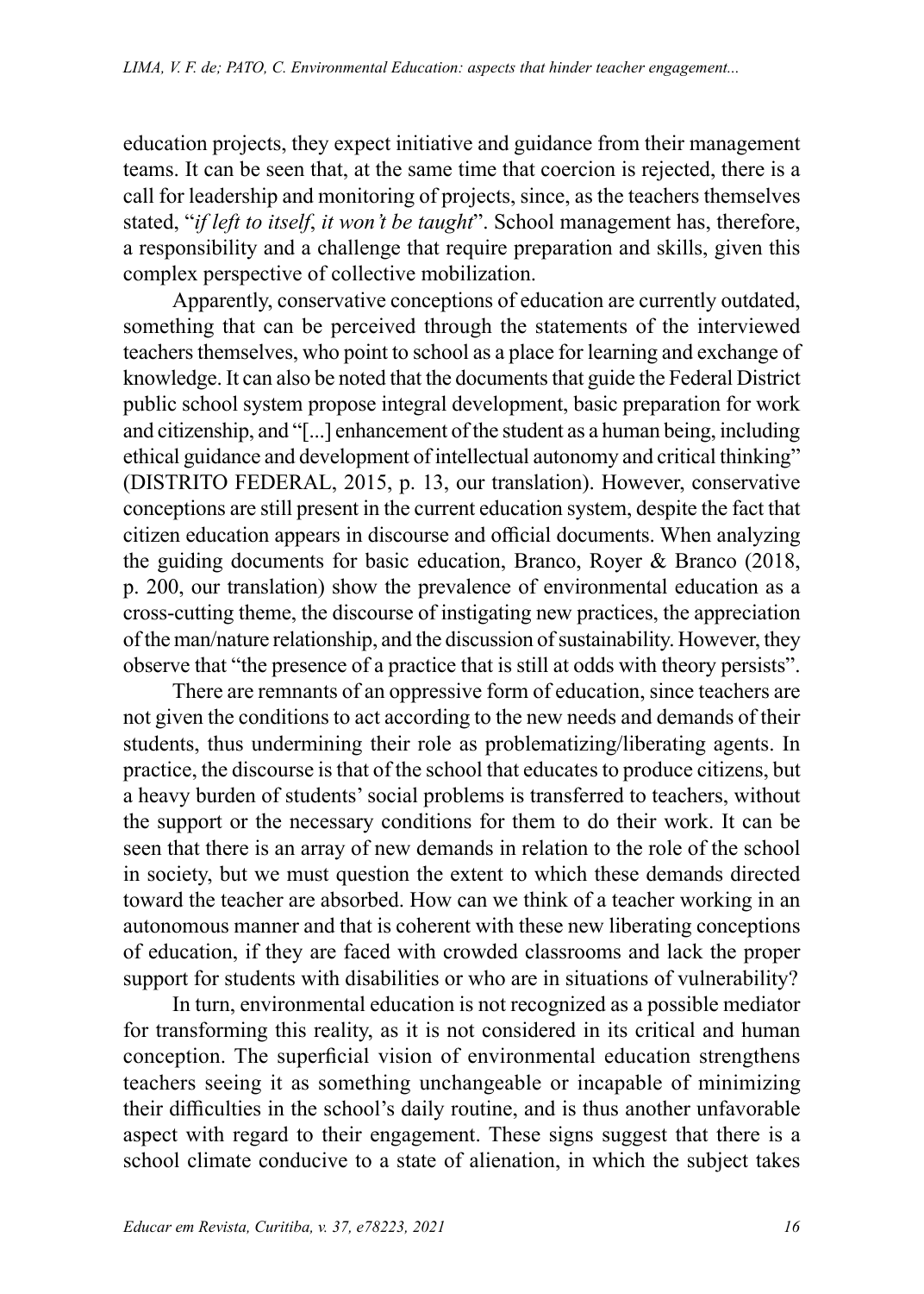education projects, they expect initiative and guidance from their management teams. It can be seen that, at the same time that coercion is rejected, there is a call for leadership and monitoring of projects, since, as the teachers themselves stated, "*if left to itself*, *it won't be taught*". School management has, therefore, a responsibility and a challenge that require preparation and skills, given this complex perspective of collective mobilization.

Apparently, conservative conceptions of education are currently outdated, something that can be perceived through the statements of the interviewed teachers themselves, who point to school as a place for learning and exchange of knowledge. It can also be noted that the documents that guide the Federal District public school system propose integral development, basic preparation for work and citizenship, and "[...] enhancement of the student as a human being, including ethical guidance and development of intellectual autonomy and critical thinking" (DISTRITO FEDERAL, 2015, p. 13, our translation). However, conservative conceptions are still present in the current education system, despite the fact that citizen education appears in discourse and official documents. When analyzing the guiding documents for basic education, Branco, Royer & Branco (2018, p. 200, our translation) show the prevalence of environmental education as a cross-cutting theme, the discourse of instigating new practices, the appreciation of the man/nature relationship, and the discussion of sustainability. However, they observe that "the presence of a practice that is still at odds with theory persists".

There are remnants of an oppressive form of education, since teachers are not given the conditions to act according to the new needs and demands of their students, thus undermining their role as problematizing/liberating agents. In practice, the discourse is that of the school that educates to produce citizens, but a heavy burden of students' social problems is transferred to teachers, without the support or the necessary conditions for them to do their work. It can be seen that there is an array of new demands in relation to the role of the school in society, but we must question the extent to which these demands directed toward the teacher are absorbed. How can we think of a teacher working in an autonomous manner and that is coherent with these new liberating conceptions of education, if they are faced with crowded classrooms and lack the proper support for students with disabilities or who are in situations of vulnerability?

In turn, environmental education is not recognized as a possible mediator for transforming this reality, as it is not considered in its critical and human conception. The superficial vision of environmental education strengthens teachers seeing it as something unchangeable or incapable of minimizing their difficulties in the school's daily routine, and is thus another unfavorable aspect with regard to their engagement. These signs suggest that there is a school climate conducive to a state of alienation, in which the subject takes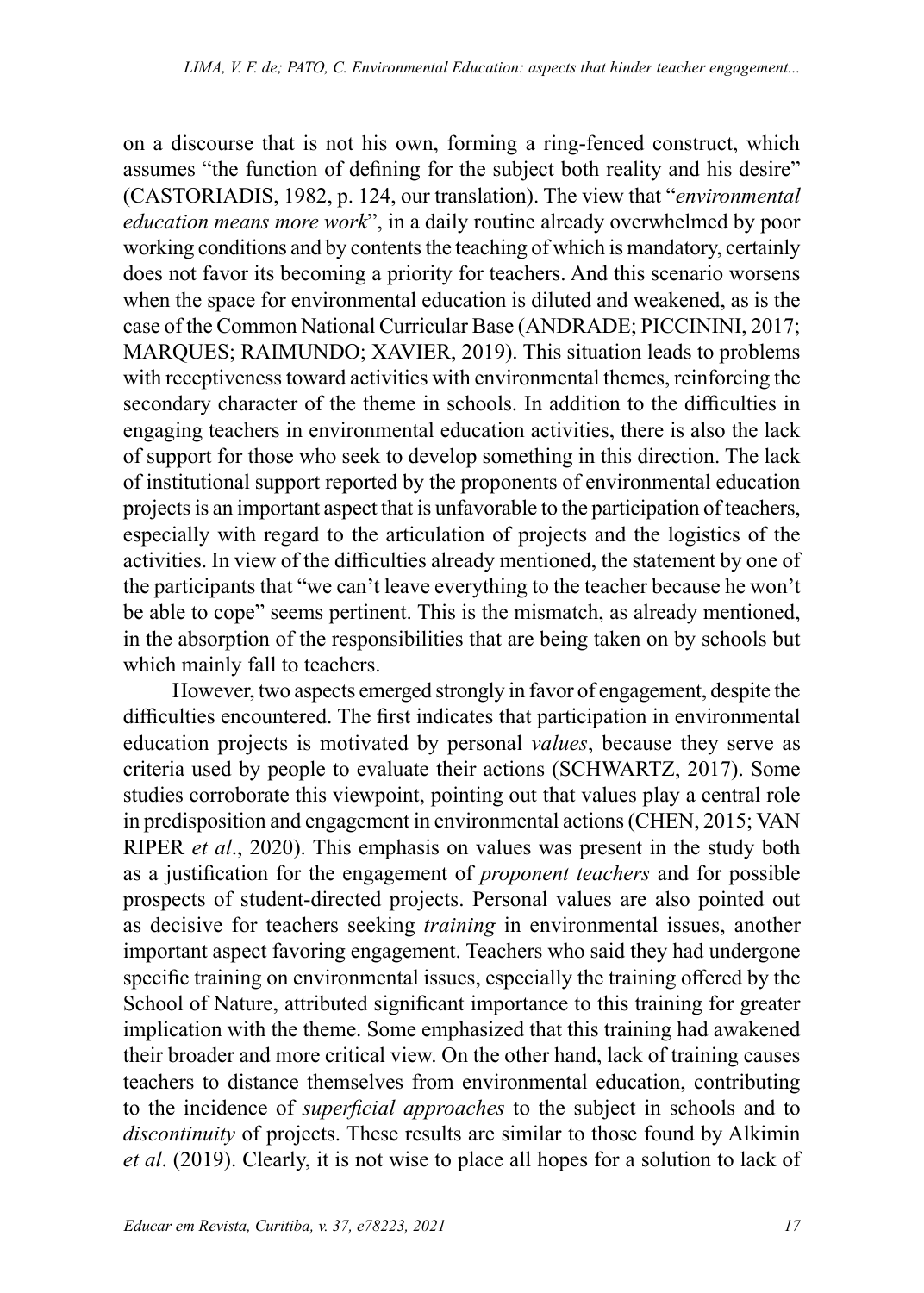on a discourse that is not his own, forming a ring-fenced construct, which assumes "the function of defining for the subject both reality and his desire" (CASTORIADIS, 1982, p. 124, our translation). The view that "*environmental education means more work*", in a daily routine already overwhelmed by poor working conditions and by contents the teaching of which is mandatory, certainly does not favor its becoming a priority for teachers. And this scenario worsens when the space for environmental education is diluted and weakened, as is the case of the Common National Curricular Base (ANDRADE; PICCININI, 2017; MARQUES; RAIMUNDO; XAVIER, 2019). This situation leads to problems with receptiveness toward activities with environmental themes, reinforcing the secondary character of the theme in schools. In addition to the difficulties in engaging teachers in environmental education activities, there is also the lack of support for those who seek to develop something in this direction. The lack of institutional support reported by the proponents of environmental education projects is an important aspect that is unfavorable to the participation of teachers, especially with regard to the articulation of projects and the logistics of the activities. In view of the difficulties already mentioned, the statement by one of the participants that "we can't leave everything to the teacher because he won't be able to cope" seems pertinent. This is the mismatch, as already mentioned, in the absorption of the responsibilities that are being taken on by schools but which mainly fall to teachers.

However, two aspects emerged strongly in favor of engagement, despite the difficulties encountered. The first indicates that participation in environmental education projects is motivated by personal *values*, because they serve as criteria used by people to evaluate their actions (SCHWARTZ, 2017). Some studies corroborate this viewpoint, pointing out that values play a central role in predisposition and engagement in environmental actions (CHEN, 2015; VAN RIPER *et al*., 2020). This emphasis on values was present in the study both as a justification for the engagement of *proponent teachers* and for possible prospects of student-directed projects. Personal values are also pointed out as decisive for teachers seeking *training* in environmental issues, another important aspect favoring engagement. Teachers who said they had undergone specific training on environmental issues, especially the training offered by the School of Nature, attributed significant importance to this training for greater implication with the theme. Some emphasized that this training had awakened their broader and more critical view. On the other hand, lack of training causes teachers to distance themselves from environmental education, contributing to the incidence of *superficial approaches* to the subject in schools and to *discontinuity* of projects. These results are similar to those found by Alkimin *et al*. (2019). Clearly, it is not wise to place all hopes for a solution to lack of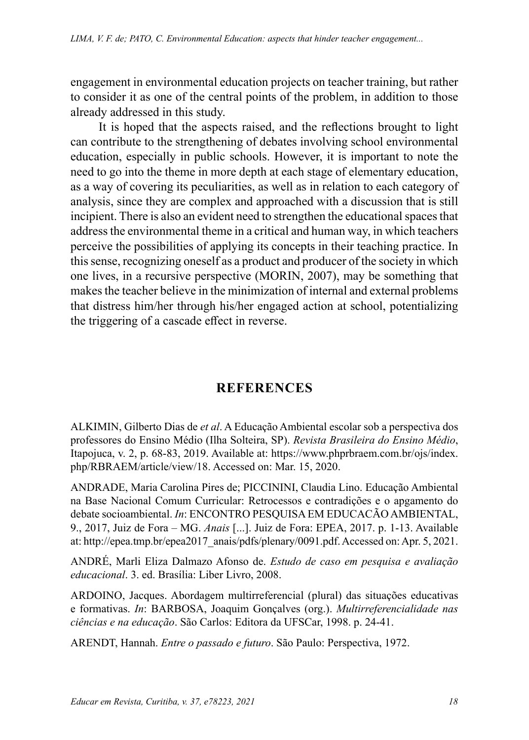engagement in environmental education projects on teacher training, but rather to consider it as one of the central points of the problem, in addition to those already addressed in this study.

It is hoped that the aspects raised, and the reflections brought to light can contribute to the strengthening of debates involving school environmental education, especially in public schools. However, it is important to note the need to go into the theme in more depth at each stage of elementary education, as a way of covering its peculiarities, as well as in relation to each category of analysis, since they are complex and approached with a discussion that is still incipient. There is also an evident need to strengthen the educational spaces that address the environmental theme in a critical and human way, in which teachers perceive the possibilities of applying its concepts in their teaching practice. In this sense, recognizing oneself as a product and producer of the society in which one lives, in a recursive perspective (MORIN, 2007), may be something that makes the teacher believe in the minimization of internal and external problems that distress him/her through his/her engaged action at school, potentializing the triggering of a cascade effect in reverse.

## REFERENCES

ALKIMIN, Gilberto Dias de *et al*. A Educação Ambiental escolar sob a perspectiva dos professores do Ensino Médio (Ilha Solteira, SP). *Revista Brasileira do Ensino Médio*, Itapojuca, v. 2, p. 68-83, 2019. Available at: https://www.phprbraem.com.br/ojs/index.php/RBRAEM/article/view/18. Accessed on: Mar. 15, 2020.

ANDRADE, Maria Carolina Pires de; PICCININI, Claudia Lino. Educação Ambiental na Base Nacional Comum Curricular: Retrocessos e contradições e o apgamento do debate socioambiental. *In*: ENCONTRO PESQUISA EM EDUCACÃO AMBIENTAL, 9., 2017, Juiz de Fora – MG. *Anais* [...]. Juiz de Fora: EPEA, 2017. p. 1-13. Available at: http://epea.tmp.br/epea2017_anais/pdfs/plenary/0091.pdf. Accessed on: Apr. 5, 2021.

ANDRÉ, Marli Eliza Dalmazo Afonso de. *Estudo de caso em pesquisa e avaliação educacional*. 3. ed. Brasília: Liber Livro, 2008.

ARDOINO, Jacques. Abordagem multirreferencial (plural) das situações educativas e formativas. *In*: BARBOSA, Joaquim Gonçalves (org.). *Multirreferencialidade nas ciências e na educação*. São Carlos: Editora da UFSCar, 1998. p. 24-41.

ARENDT, Hannah. *Entre o passado e futuro*. São Paulo: Perspectiva, 1972.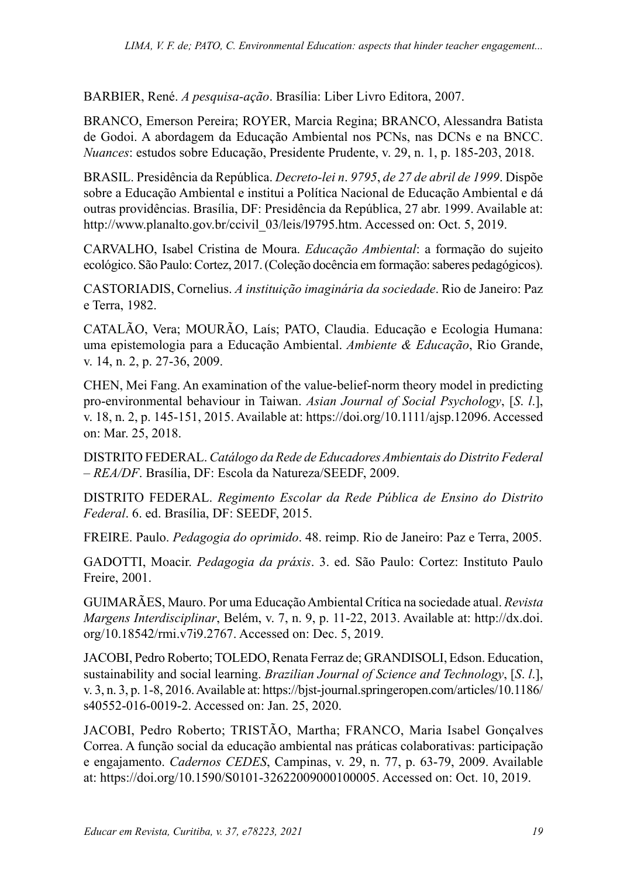BARBIER, René. *A pesquisa-ação*. Brasília: Liber Livro Editora, 2007.

BRANCO, Emerson Pereira; ROYER, Marcia Regina; BRANCO, Alessandra Batista de Godoi. A abordagem da Educação Ambiental nos PCNs, nas DCNs e na BNCC. *Nuances*: estudos sobre Educação, Presidente Prudente, v. 29, n. 1, p. 185-203, 2018.

BRASIL. Presidência da República. *Decreto-lei n. 9795, de 27 de abril de 1999*. Dispõe sobre a Educação Ambiental e institui a Política Nacional de Educação Ambiental e dá outras providências. Brasília, DF: Presidência da República, 27 abr. 1999. Available at: http://www.planalto.gov.br/ccivil_03/leis/l9795.htm. Accessed on: Oct. 5, 2019.

CARVALHO, Isabel Cristina de Moura. *Educação Ambiental*: a formação do sujeito ecológico. São Paulo: Cortez, 2017. (Coleção docência em formação: saberes pedagógicos).

CASTORIADIS, Cornelius. *A instituição imaginária da sociedade*. Rio de Janeiro: Paz e Terra, 1982.

CATALÃO, Vera; MOURÃO, Laís; PATO, Claudia. Educação e Ecologia Humana: uma epistemologia para a Educação Ambiental. *Ambiente & Educação*, Rio Grande, v. 14, n. 2, p. 27-36, 2009.

CHEN, Mei Fang. An examination of the value-belief-norm theory model in predicting pro-environmental behaviour in Taiwan. *Asian Journal of Social Psychology*, [*S. l.*], v. 18, n. 2, p. 145-151, 2015. Available at: https://doi.org/10.1111/ajsp.12096. Accessed on: Mar. 25, 2018.

DISTRITO FEDERAL. *Catálogo da Rede de Educadores Ambientais do Distrito Federal – REA/DF*. Brasília, DF: Escola da Natureza/SEEDF, 2009.

DISTRITO FEDERAL. *Regimento Escolar da Rede Pública de Ensino do Distrito Federal*. 6. ed. Brasília, DF: SEEDF, 2015.

FREIRE. Paulo. *Pedagogia do oprimido*. 48. reimp. Rio de Janeiro: Paz e Terra, 2005.

GADOTTI, Moacir. *Pedagogia da práxis*. 3. ed. São Paulo: Cortez: Instituto Paulo Freire, 2001.

GUIMARÃES, Mauro. Por uma Educação Ambiental Crítica na sociedade atual. *Revista Margens Interdisciplinar*, Belém, v. 7, n. 9, p. 11-22, 2013. Available at: http://dx.doi.org/10.18542/rmi.v7i9.2767. Accessed on: Dec. 5, 2019.

JACOBI, Pedro Roberto; TOLEDO, Renata Ferraz de; GRANDISOLI, Edson. Education, sustainability and social learning. *Brazilian Journal of Science and Technology*, [*S. l.*], v. 3, n. 3, p. 1-8, 2016. Available at: https://bjst-journal.springeropen.com/articles/10.1186/s40552-016-0019-2. Accessed on: Jan. 25, 2020.

JACOBI, Pedro Roberto; TRISTÃO, Martha; FRANCO, Maria Isabel Gonçalves Correa. A função social da educação ambiental nas práticas colaborativas: participação e engajamento. *Cadernos CEDES*, Campinas, v. 29, n. 77, p. 63-79, 2009. Available at: https://doi.org/10.1590/S0101-32622009000100005. Accessed on: Oct. 10, 2019.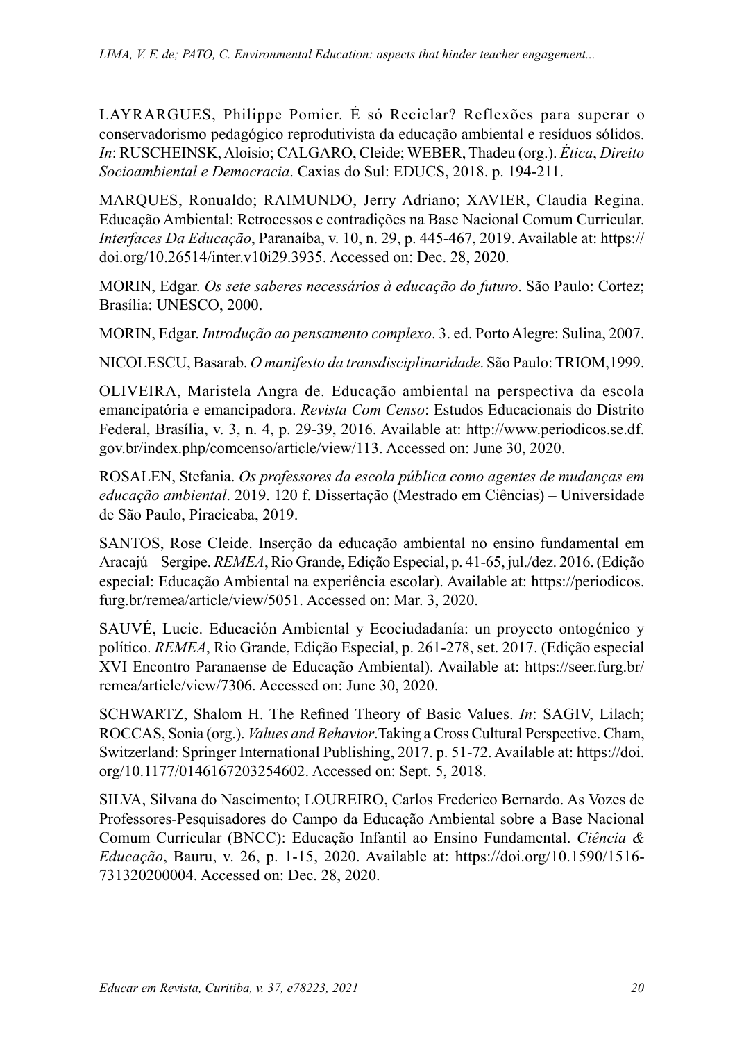LAYRARGUES, Philippe Pomier. É só Reciclar? Reflexões para superar o conservadorismo pedagógico reprodutivista da educação ambiental e resíduos sólidos. *In*: RUSCHEINSK, Aloisio; CALGARO, Cleide; WEBER, Thadeu (org.). *Ética*, *Direito Socioambiental e Democracia*. Caxias do Sul: EDUCS, 2018. p. 194-211.

MARQUES, Ronualdo; RAIMUNDO, Jerry Adriano; XAVIER, Claudia Regina. Educação Ambiental: Retrocessos e contradições na Base Nacional Comum Curricular. *Interfaces Da Educação*, Paranaíba, v. 10, n. 29, p. 445-467, 2019. Available at: https://doi.org/10.26514/inter.v10i29.3935. Accessed on: Dec. 28, 2020.

MORIN, Edgar. *Os sete saberes necessários à educação do futuro*. São Paulo: Cortez; Brasília: UNESCO, 2000.

MORIN, Edgar. *Introdução ao pensamento complexo*. 3. ed. Porto Alegre: Sulina, 2007.

NICOLESCU, Basarab. *O manifesto da transdisciplinaridade*. São Paulo: TRIOM,1999.

OLIVEIRA, Maristela Angra de. Educação ambiental na perspectiva da escola emancipatória e emancipadora. *Revista Com Censo*: Estudos Educacionais do Distrito Federal, Brasília, v. 3, n. 4, p. 29-39, 2016. Available at: http://www.periodicos.se.df.gov.br/index.php/comcenso/article/view/113. Accessed on: June 30, 2020.

ROSALEN, Stefania. *Os professores da escola pública como agentes de mudanças em educação ambiental*. 2019. 120 f. Dissertação (Mestrado em Ciências) – Universidade de São Paulo, Piracicaba, 2019.

SANTOS, Rose Cleide. Inserção da educação ambiental no ensino fundamental em Aracajú – Sergipe. *REMEA*, Rio Grande, Edição Especial, p. 41-65, jul./dez. 2016. (Edição especial: Educação Ambiental na experiência escolar). Available at: https://periodicos.furg.br/remea/article/view/5051. Accessed on: Mar. 3, 2020.

SAUVÉ, Lucie. Educación Ambiental y Ecociudadanía: un proyecto ontogénico y político. *REMEA*, Rio Grande, Edição Especial, p. 261-278, set. 2017. (Edição especial XVI Encontro Paranaense de Educação Ambiental). Available at: https://seer.furg.br/remea/article/view/7306. Accessed on: June 30, 2020.

SCHWARTZ, Shalom H. The Refined Theory of Basic Values. *In*: SAGIV, Lilach; ROCCAS, Sonia (org.). *Values and Behavior*.Taking a Cross Cultural Perspective. Cham, Switzerland: Springer International Publishing, 2017. p. 51-72. Available at: https://doi.org/10.1177/0146167203254602. Accessed on: Sept. 5, 2018.

SILVA, Silvana do Nascimento; LOUREIRO, Carlos Frederico Bernardo. As Vozes de Professores-Pesquisadores do Campo da Educação Ambiental sobre a Base Nacional Comum Curricular (BNCC): Educação Infantil ao Ensino Fundamental. *Ciência & Educação*, Bauru, v. 26, p. 1-15, 2020. Available at: https://doi.org/10.1590/1516-731320200004. Accessed on: Dec. 28, 2020.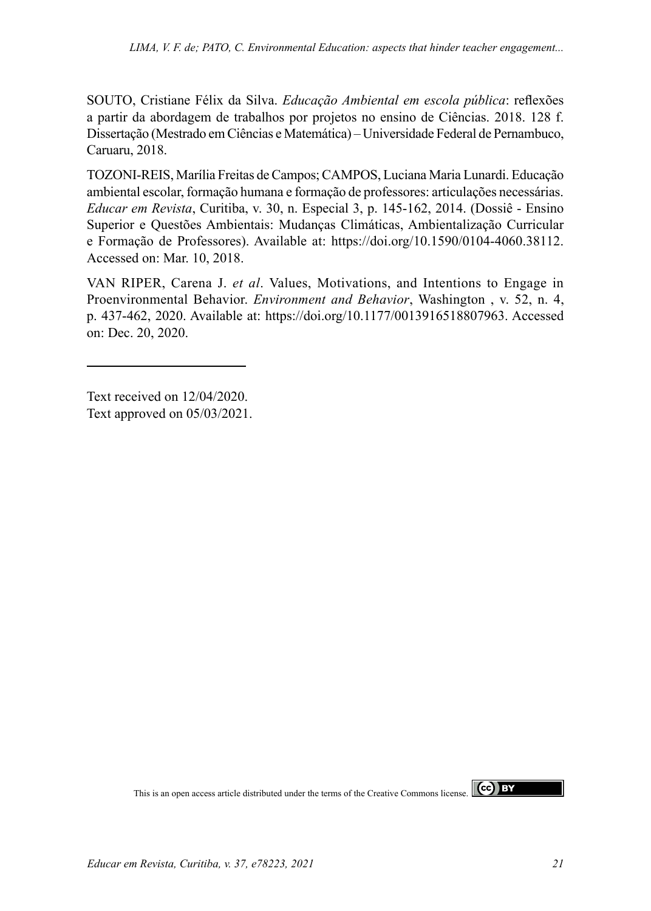SOUTO, Cristiane Félix da Silva. *Educação Ambiental em escola pública*: reflexões a partir da abordagem de trabalhos por projetos no ensino de Ciências. 2018. 128 f. Dissertação (Mestrado em Ciências e Matemática) – Universidade Federal de Pernambuco, Caruaru, 2018.

TOZONI-REIS, Marília Freitas de Campos; CAMPOS, Luciana Maria Lunardi. Educação ambiental escolar, formação humana e formação de professores: articulações necessárias. *Educar em Revista*, Curitiba, v. 30, n. Especial 3, p. 145-162, 2014. (Dossiê - Ensino Superior e Questões Ambientais: Mudanças Climáticas, Ambientalização Curricular e Formação de Professores). Available at: https://doi.org/10.1590/0104-4060.38112. Accessed on: Mar. 10, 2018.

VAN RIPER, Carena J. *et al*. Values, Motivations, and Intentions to Engage in Proenvironmental Behavior. *Environment and Behavior*, Washington , v. 52, n. 4, p. 437-462, 2020. Available at: https://doi.org/10.1177/0013916518807963. Accessed on: Dec. 20, 2020.

---

Text received on 12/04/2020.
Text approved on 05/03/2021.

This is an open access article distributed under the terms of the Creative Commons license.